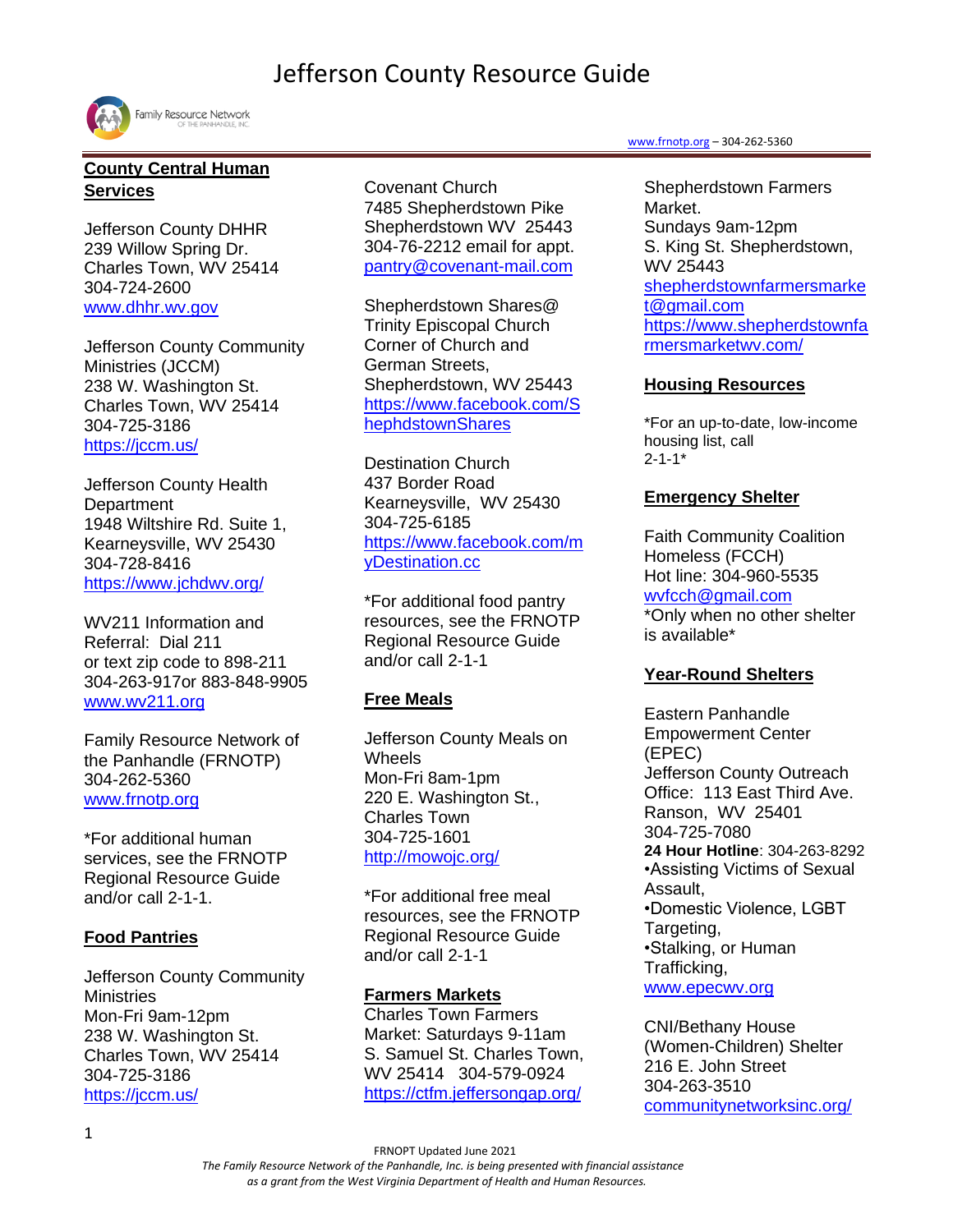# Jefferson County Resource Guide

www.frnotp.org – 304-262-5360

## County Central Human Services

Jefferson County DHHR
239 Willow Spring Dr.
Charles Town, WV 25414
304-724-2600
www.dhhr.wv.gov

Jefferson County Community Ministries (JCCM)
238 W. Washington St.
Charles Town, WV 25414
304-725-3186
https://jccm.us/

Jefferson County Health Department
1948 Wiltshire Rd. Suite 1,
Kearneysville, WV 25430
304-728-8416
https://www.jchdwv.org/

WV211 Information and Referral: Dial 211
or text zip code to 898-211
304-263-917or 883-848-9905
www.wv211.org

Family Resource Network of the Panhandle (FRNOTP)
304-262-5360
www.frnotp.org

*For additional human services, see the FRNOTP Regional Resource Guide and/or call 2-1-1.

## Food Pantries

Jefferson County Community Ministries
Mon-Fri 9am-12pm
238 W. Washington St.
Charles Town, WV 25414
304-725-3186
https://jccm.us/

Covenant Church
7485 Shepherdstown Pike
Shepherdstown WV 25443
304-76-2212 email for appt.
pantry@covenant-mail.com

Shepherdstown Shares@ Trinity Episcopal Church
Corner of Church and German Streets,
Shepherdstown, WV 25443
https://www.facebook.com/ShephdstownShares

Destination Church
437 Border Road
Kearneysville, WV 25430
304-725-6185
https://www.facebook.com/myDestination.cc

*For additional food pantry resources, see the FRNOTP Regional Resource Guide and/or call 2-1-1

## Free Meals

Jefferson County Meals on Wheels
Mon-Fri 8am-1pm
220 E. Washington St.,
Charles Town
304-725-1601
http://mowojc.org/

*For additional free meal resources, see the FRNOTP Regional Resource Guide and/or call 2-1-1

## Farmers Markets

Charles Town Farmers Market: Saturdays 9-11am
S. Samuel St. Charles Town, WV 25414 304-579-0924
https://ctfm.jeffersongap.org/

Shepherdstown Farmers Market.
Sundays 9am-12pm
S. King St. Shepherdstown, WV 25443
shepherdstownfarmersmarket@gmail.com
https://www.shepherdstownfarmersmarketwv.com/

## Housing Resources

*For an up-to-date, low-income housing list, call 2-1-1*

## Emergency Shelter

Faith Community Coalition Homeless (FCCH)
Hot line: 304-960-5535
wvfcch@gmail.com
*Only when no other shelter is available*

## Year-Round Shelters

Eastern Panhandle Empowerment Center (EPEC)
Jefferson County Outreach Office: 113 East Third Ave.
Ranson, WV 25401
304-725-7080
**24 Hour Hotline**: 304-263-8292
- Assisting Victims of Sexual Assault,
- Domestic Violence, LGBT Targeting,
- Stalking, or Human Trafficking,

www.epecwv.org

CNI/Bethany House (Women-Children) Shelter
216 E. John Street
304-263-3510
communitynetworksinc.org/

FRNOPT Updated June 2021

*The Family Resource Network of the Panhandle, Inc. is being presented with financial assistance as a grant from the West Virginia Department of Health and Human Resources.*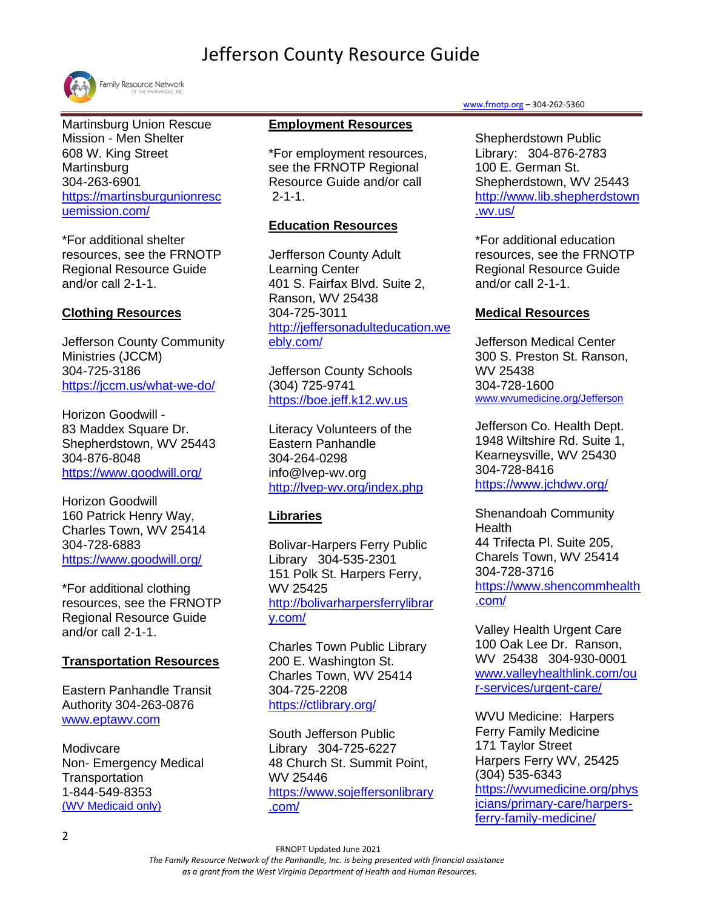Martinsburg Union Rescue Mission - Men Shelter
608 W. King Street
Martinsburg
304-263-6901
https://martinsburgunionrescuemission.com/

*For additional shelter resources, see the FRNOTP Regional Resource Guide and/or call 2-1-1.

## Clothing Resources

Jefferson County Community Ministries (JCCM)
304-725-3186
https://jccm.us/what-we-do/

Horizon Goodwill -
83 Maddex Square Dr.
Shepherdstown, WV 25443
304-876-8048
https://www.goodwill.org/

Horizon Goodwill
160 Patrick Henry Way,
Charles Town, WV 25414
304-728-6883
https://www.goodwill.org/

*For additional clothing resources, see the FRNOTP Regional Resource Guide and/or call 2-1-1.

## Transportation Resources

Eastern Panhandle Transit Authority 304-263-0876
www.eptawv.com

Modivcare
Non- Emergency Medical Transportation
1-844-549-8353
(WV Medicaid only)

## Employment Resources

*For employment resources, see the FRNOTP Regional Resource Guide and/or call 2-1-1.

## Education Resources

Jerfferson County Adult Learning Center
401 S. Fairfax Blvd. Suite 2,
Ranson, WV 25438
304-725-3011
http://jeffersonadulteducation.weebly.com/

Jefferson County Schools
(304) 725-9741
https://boe.jeff.k12.wv.us

Literacy Volunteers of the Eastern Panhandle
304-264-0298
info@lvep-wv.org
http://lvep-wv.org/index.php

## Libraries

Bolivar-Harpers Ferry Public Library 304-535-2301
151 Polk St. Harpers Ferry, WV 25425
http://bolivarharpersferrylibrary.com/

Charles Town Public Library
200 E. Washington St.
Charles Town, WV 25414
304-725-2208
https://ctlibrary.org/

South Jefferson Public Library 304-725-6227
48 Church St. Summit Point, WV 25446
https://www.sojeffersonlibrary.com/

Shepherdstown Public Library: 304-876-2783
100 E. German St.
Shepherdstown, WV 25443
http://www.lib.shepherdstown.wv.us/

*For additional education resources, see the FRNOTP Regional Resource Guide and/or call 2-1-1.

## Medical Resources

Jefferson Medical Center
300 S. Preston St. Ranson, WV 25438
304-728-1600
www.wvumedicine.org/Jefferson

Jefferson Co. Health Dept.
1948 Wiltshire Rd. Suite 1,
Kearneysville, WV 25430
304-728-8416
https://www.jchdwv.org/

Shenandoah Community Health
44 Trifecta Pl. Suite 205,
Charels Town, WV 25414
304-728-3716
https://www.shencommhealth.com/

Valley Health Urgent Care
100 Oak Lee Dr. Ranson, WV 25438 304-930-0001
www.valleyhealthlink.com/our-services/urgent-care/

WVU Medicine: Harpers Ferry Family Medicine
171 Taylor Street
Harpers Ferry WV, 25425
(304) 535-6343
https://wvumedicine.org/physicians/primary-care/harpers-ferry-family-medicine/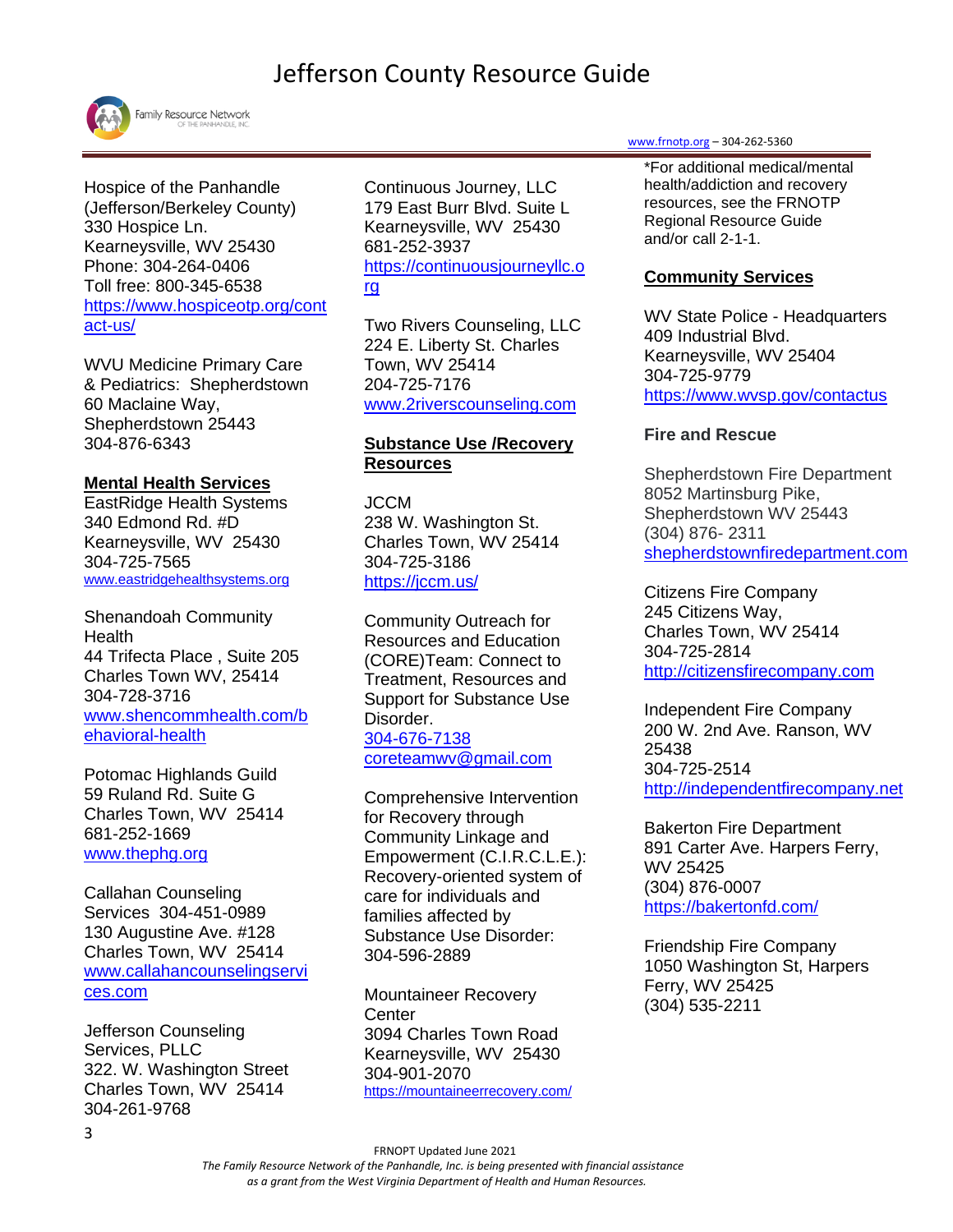Hospice of the Panhandle (Jefferson/Berkeley County)
330 Hospice Ln.
Kearneysville, WV 25430
Phone: 304-264-0406
Toll free: 800-345-6538
https://www.hospiceotp.org/contact-us/

WVU Medicine Primary Care & Pediatrics: Shepherdstown
60 Maclaine Way,
Shepherdstown 25443
304-876-6343

**Mental Health Services**

EastRidge Health Systems
340 Edmond Rd. #D
Kearneysville, WV 25430
304-725-7565
www.eastridgehealthsystems.org

Shenandoah Community Health
44 Trifecta Place , Suite 205
Charles Town WV, 25414
304-728-3716
www.shencommhealth.com/behavioral-health

Potomac Highlands Guild
59 Ruland Rd. Suite G
Charles Town, WV 25414
681-252-1669
www.thephg.org

Callahan Counseling Services 304-451-0989
130 Augustine Ave. #128
Charles Town, WV 25414
www.callahancounselingservices.com

Jefferson Counseling Services, PLLC
322. W. Washington Street
Charles Town, WV 25414
304-261-9768

Continuous Journey, LLC
179 East Burr Blvd. Suite L
Kearneysville, WV 25430
681-252-3937
https://continuousjourneyllc.org

Two Rivers Counseling, LLC
224 E. Liberty St. Charles Town, WV 25414
204-725-7176
www.2riverscounseling.com

**Substance Use /Recovery Resources**

JCCM
238 W. Washington St.
Charles Town, WV 25414
304-725-3186
https://jccm.us/

Community Outreach for Resources and Education (CORE)Team: Connect to Treatment, Resources and Support for Substance Use Disorder.
304-676-7138
coreteamwv@gmail.com

Comprehensive Intervention for Recovery through Community Linkage and Empowerment (C.I.R.C.L.E.): Recovery-oriented system of care for individuals and families affected by Substance Use Disorder:
304-596-2889

Mountaineer Recovery Center
3094 Charles Town Road
Kearneysville, WV 25430
304-901-2070
https://mountaineerrecovery.com/

*For additional medical/mental health/addiction and recovery resources, see the FRNOTP Regional Resource Guide and/or call 2-1-1.

**Community Services**

WV State Police - Headquarters
409 Industrial Blvd.
Kearneysville, WV 25404
304-725-9779
https://www.wvsp.gov/contactus

**Fire and Rescue**

Shepherdstown Fire Department
8052 Martinsburg Pike,
Shepherdstown WV 25443
(304) 876- 2311
shepherdstownfiredepartment.com

Citizens Fire Company
245 Citizens Way,
Charles Town, WV 25414
304-725-2814
http://citizensfirecompany.com

Independent Fire Company
200 W. 2nd Ave. Ranson, WV 25438
304-725-2514
http://independentfirecompany.net

Bakerton Fire Department
891 Carter Ave. Harpers Ferry, WV 25425
(304) 876-0007
https://bakertonfd.com/

Friendship Fire Company
1050 Washington St, Harpers Ferry, WV 25425
(304) 535-2211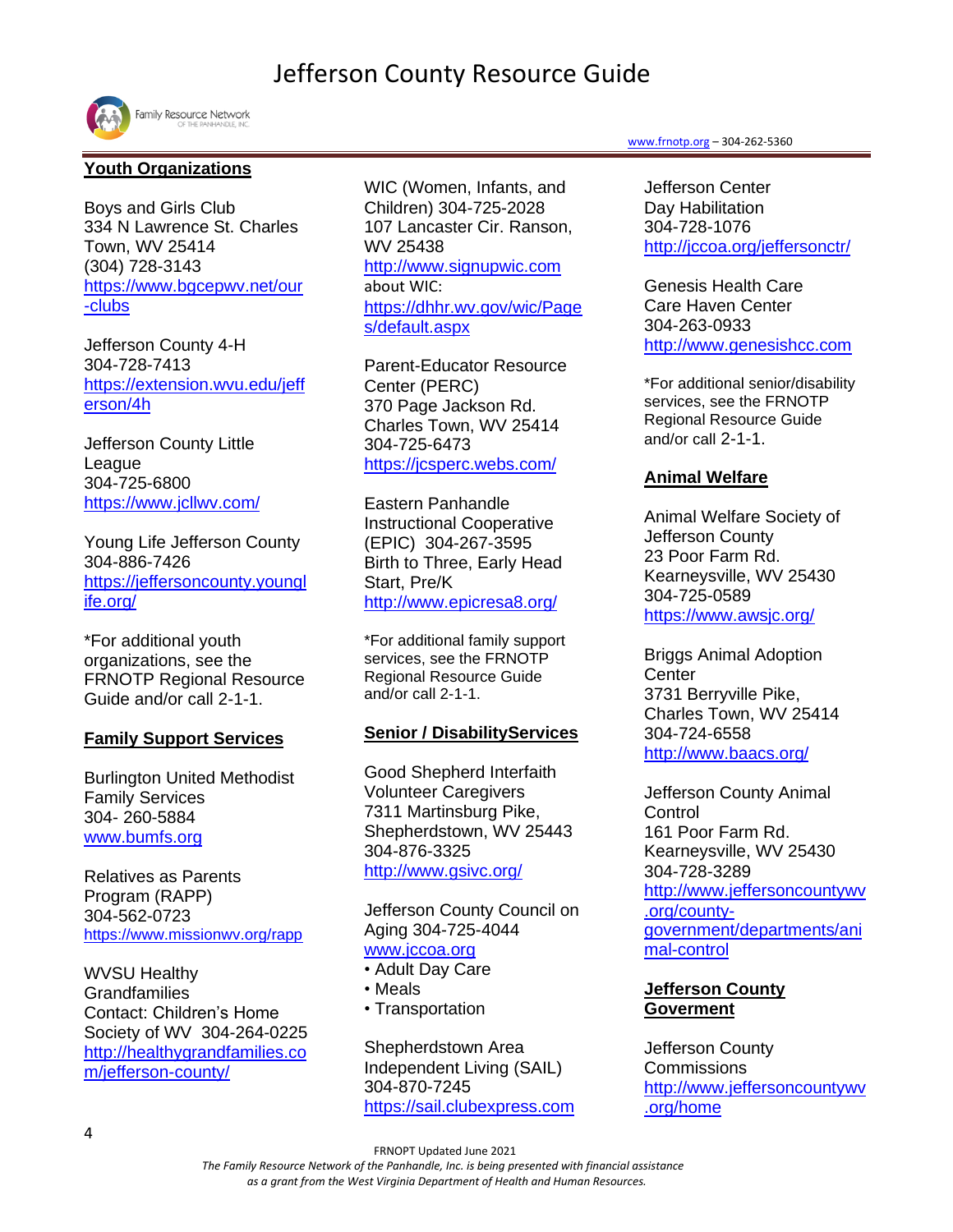## Youth Organizations

Boys and Girls Club
334 N Lawrence St. Charles Town, WV 25414
(304) 728-3143
https://www.bgcepwv.net/our-clubs

Jefferson County 4-H
304-728-7413
https://extension.wvu.edu/jefferson/4h

Jefferson County Little League
304-725-6800
https://www.jcllwv.com/

Young Life Jefferson County
304-886-7426
https://jeffersoncounty.younglife.org/

*For additional youth organizations, see the FRNOTP Regional Resource Guide and/or call 2-1-1.

## Family Support Services

Burlington United Methodist Family Services
304- 260-5884
www.bumfs.org

Relatives as Parents Program (RAPP)
304-562-0723
https://www.missionwv.org/rapp

WVSU Healthy Grandfamilies
Contact: Children's Home Society of WV 304-264-0225
http://healthygrandfamilies.com/jefferson-county/

WIC (Women, Infants, and Children) 304-725-2028
107 Lancaster Cir. Ranson, WV 25438
http://www.signupwic.com
about WIC:
https://dhhr.wv.gov/wic/Pages/default.aspx

Parent-Educator Resource Center (PERC)
370 Page Jackson Rd.
Charles Town, WV 25414
304-725-6473
https://jcsperc.webs.com/

Eastern Panhandle Instructional Cooperative (EPIC) 304-267-3595
Birth to Three, Early Head Start, Pre/K
http://www.epicresa8.org/

*For additional family support services, see the FRNOTP Regional Resource Guide and/or call 2-1-1.

## Senior / DisabilityServices

Good Shepherd Interfaith Volunteer Caregivers
7311 Martinsburg Pike, Shepherdstown, WV 25443
304-876-3325
http://www.gsivc.org/

Jefferson County Council on Aging 304-725-4044
www.jccoa.org
- Adult Day Care
- Meals
- Transportation

Shepherdstown Area Independent Living (SAIL)
304-870-7245
https://sail.clubexpress.com

Jefferson Center Day Habilitation
304-728-1076
http://jccoa.org/jeffersonctr/

Genesis Health Care Care Haven Center
304-263-0933
http://www.genesishcc.com

*For additional senior/disability services, see the FRNOTP Regional Resource Guide and/or call 2-1-1.

## Animal Welfare

Animal Welfare Society of Jefferson County
23 Poor Farm Rd.
Kearneysville, WV 25430
304-725-0589
https://www.awsjc.org/

Briggs Animal Adoption Center
3731 Berryville Pike, Charles Town, WV 25414
304-724-6558
http://www.baacs.org/

Jefferson County Animal Control
161 Poor Farm Rd.
Kearneysville, WV 25430
304-728-3289
http://www.jeffersoncountywv.org/county-government/departments/animal-control

## Jefferson County Goverment

Jefferson County Commissions
http://www.jeffersoncountywv.org/home

FRNOPT Updated June 2021
*The Family Resource Network of the Panhandle, Inc. is being presented with financial assistance as a grant from the West Virginia Department of Health and Human Resources.*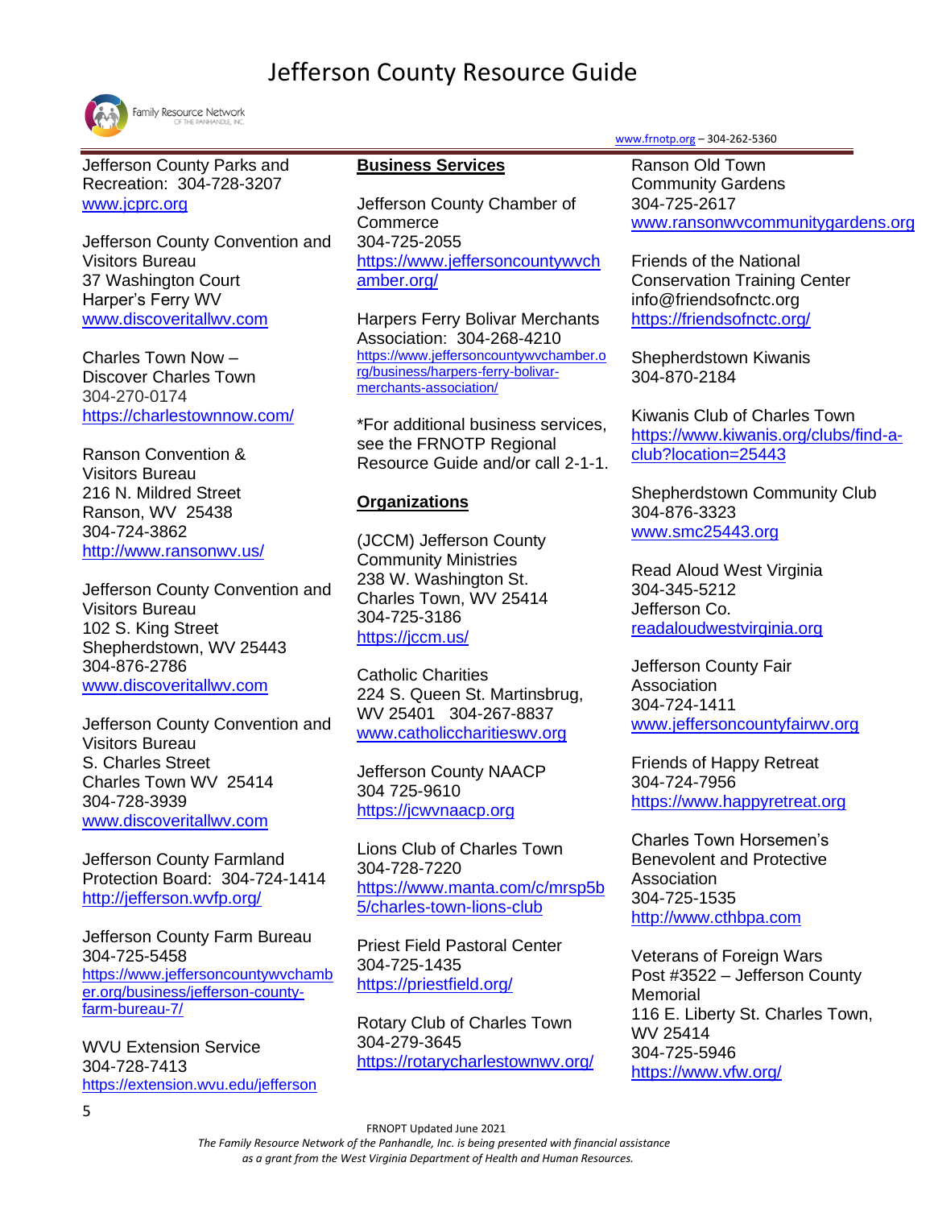Jefferson County Parks and Recreation: 304-728-3207
www.jcprc.org

Jefferson County Convention and Visitors Bureau
37 Washington Court
Harper's Ferry WV
www.discoveritallwv.com

Charles Town Now –
Discover Charles Town
304-270-0174
https://charlestownnow.com/

Ranson Convention & Visitors Bureau
216 N. Mildred Street
Ranson, WV 25438
304-724-3862
http://www.ransonwv.us/

Jefferson County Convention and Visitors Bureau
102 S. King Street
Shepherdstown, WV 25443
304-876-2786
www.discoveritallwv.com

Jefferson County Convention and Visitors Bureau
S. Charles Street
Charles Town WV 25414
304-728-3939
www.discoveritallwv.com

Jefferson County Farmland Protection Board: 304-724-1414
http://jefferson.wvfp.org/

Jefferson County Farm Bureau
304-725-5458
https://www.jeffersoncountywvchamber.org/business/jefferson-county-farm-bureau-7/

WVU Extension Service
304-728-7413
https://extension.wvu.edu/jefferson

## Business Services

Jefferson County Chamber of Commerce
304-725-2055
https://www.jeffersoncountywvchamber.org/

Harpers Ferry Bolivar Merchants Association: 304-268-4210
https://www.jeffersoncountywvchamber.org/business/harpers-ferry-bolivar-merchants-association/

*For additional business services, see the FRNOTP Regional Resource Guide and/or call 2-1-1.

## Organizations

(JCCM) Jefferson County Community Ministries
238 W. Washington St.
Charles Town, WV 25414
304-725-3186
https://jccm.us/

Catholic Charities
224 S. Queen St. Martinsbrug, WV 25401 304-267-8837
www.catholiccharitieswv.org

Jefferson County NAACP
304 725-9610
https://jcwvnaacp.org

Lions Club of Charles Town
304-728-7220
https://www.manta.com/c/mrsp5b5/charles-town-lions-club

Priest Field Pastoral Center
304-725-1435
https://priestfield.org/

Rotary Club of Charles Town
304-279-3645
https://rotarycharlestownwv.org/

Ranson Old Town Community Gardens
304-725-2617
www.ransonwvcommunitygardens.org

Friends of the National Conservation Training Center
info@friendsofnctc.org
https://friendsofnctc.org/

Shepherdstown Kiwanis
304-870-2184

Kiwanis Club of Charles Town
https://www.kiwanis.org/clubs/find-a-club?location=25443

Shepherdstown Community Club
304-876-3323
www.smc25443.org

Read Aloud West Virginia
304-345-5212
Jefferson Co.
readaloudwestvirginia.org

Jefferson County Fair Association
304-724-1411
www.jeffersoncountyfairwv.org

Friends of Happy Retreat
304-724-7956
https://www.happyretreat.org

Charles Town Horsemen's Benevolent and Protective Association
304-725-1535
http://www.cthbpa.com

Veterans of Foreign Wars
Post #3522 – Jefferson County Memorial
116 E. Liberty St. Charles Town, WV 25414
304-725-5946
https://www.vfw.org/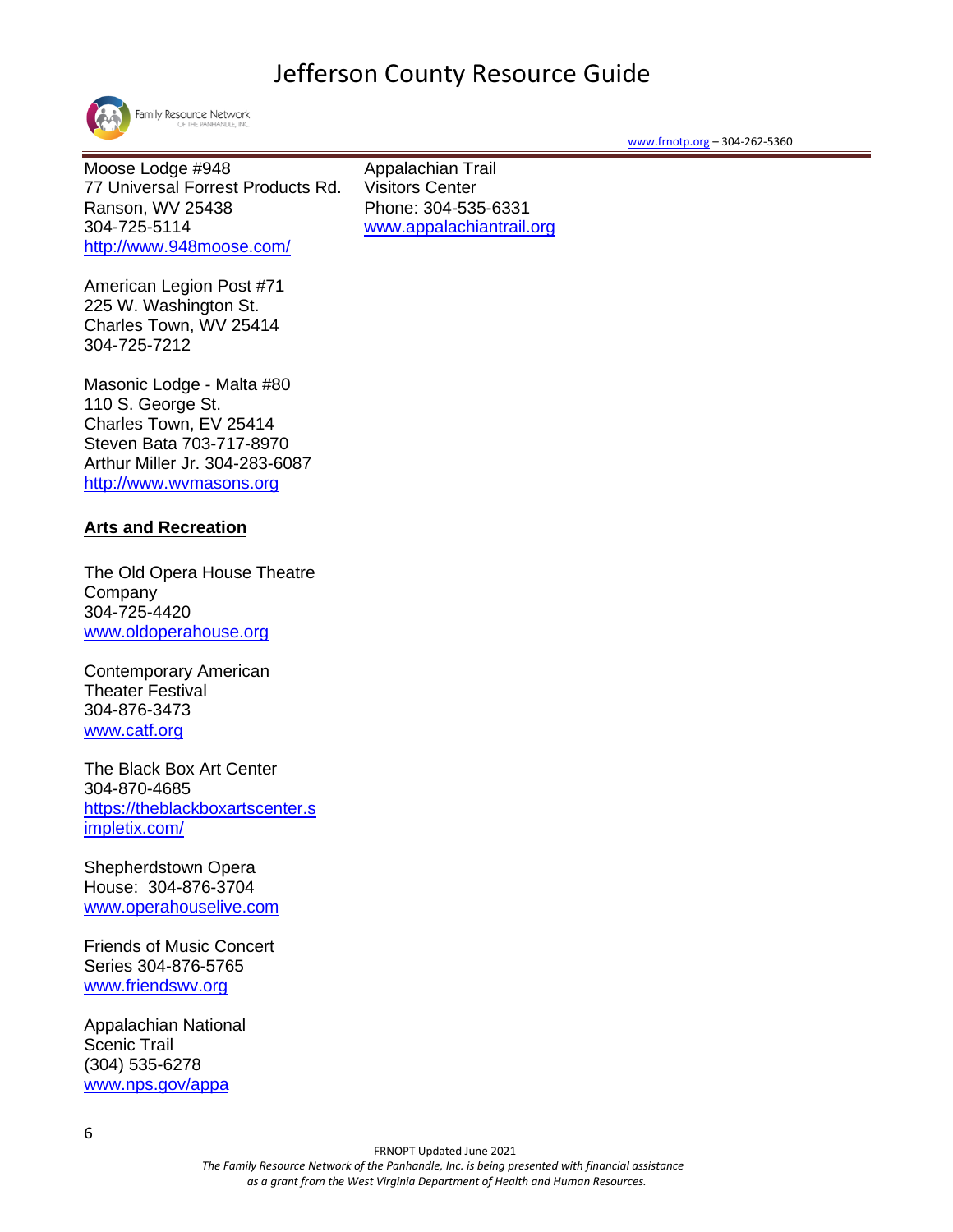Moose Lodge #948
77 Universal Forrest Products Rd.
Ranson, WV 25438
304-725-5114
http://www.948moose.com/

American Legion Post #71
225 W. Washington St.
Charles Town, WV 25414
304-725-7212

Masonic Lodge - Malta #80
110 S. George St.
Charles Town, EV 25414
Steven Bata 703-717-8970
Arthur Miller Jr. 304-283-6087
http://www.wvmasons.org

**Arts and Recreation**

The Old Opera House Theatre Company
304-725-4420
www.oldoperahouse.org

Contemporary American Theater Festival
304-876-3473
www.catf.org

The Black Box Art Center
304-870-4685
https://theblackboxartscenter.simpletix.com/

Shepherdstown Opera House: 304-876-3704
www.operahouselive.com

Friends of Music Concert Series 304-876-5765
www.friendswv.org

Appalachian National Scenic Trail
(304) 535-6278
www.nps.gov/appa

Appalachian Trail Visitors Center
Phone: 304-535-6331
www.appalachiantrail.org

FRNOPT Updated June 2021

*The Family Resource Network of the Panhandle, Inc. is being presented with financial assistance as a grant from the West Virginia Department of Health and Human Resources.*